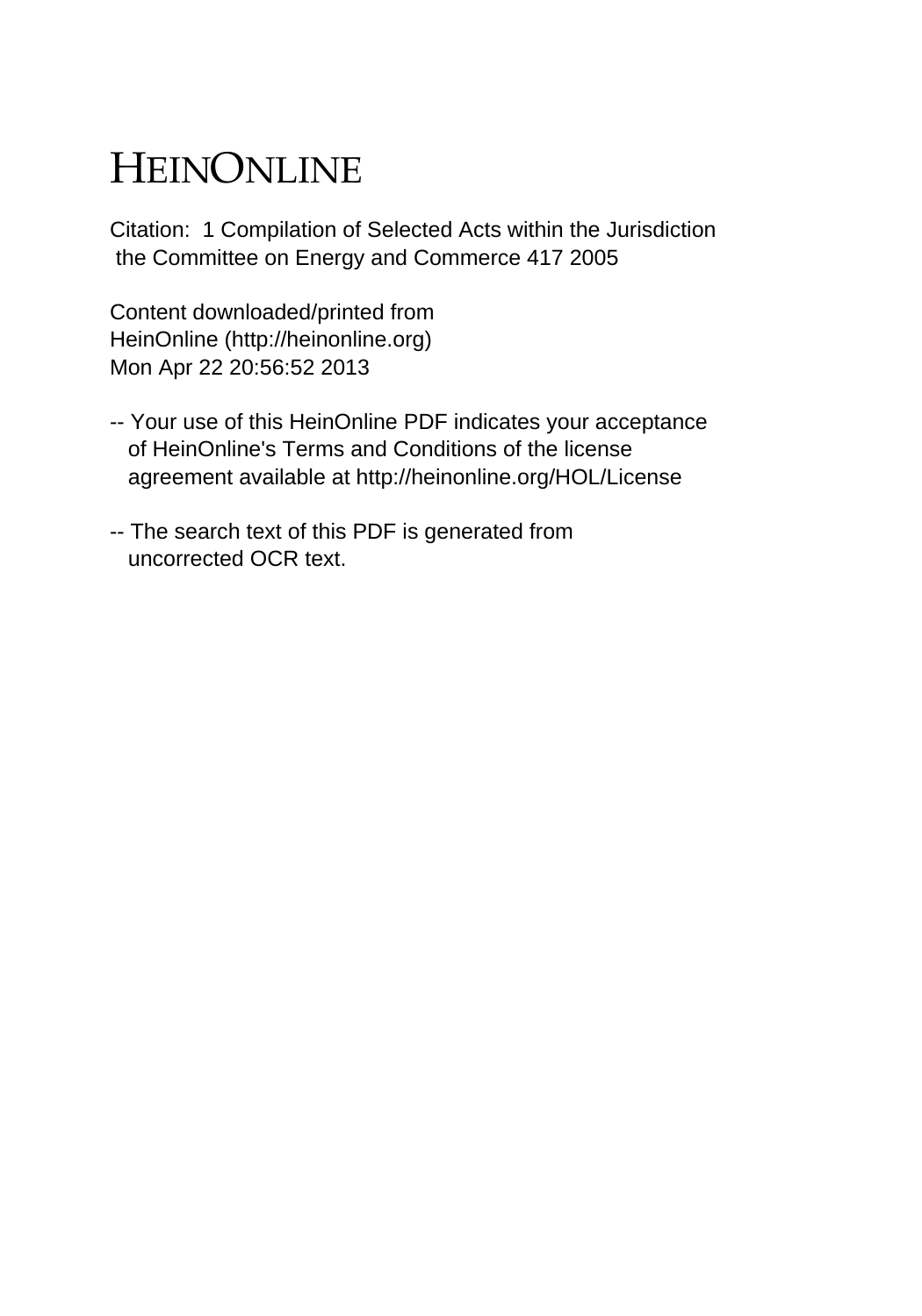# HEINONLINE

Citation: 1 Compilation of Selected Acts within the Jurisdiction the Committee on Energy and Commerce 417 2005

Content downloaded/printed from HeinOnline (http://heinonline.org) Mon Apr 22 20:56:52 2013

-- Your use of this HeinOnline PDF indicates your acceptance of HeinOnline's Terms and Conditions of the license agreement available at http://heinonline.org/HOL/License

-- The search text of this PDF is generated from uncorrected OCR text.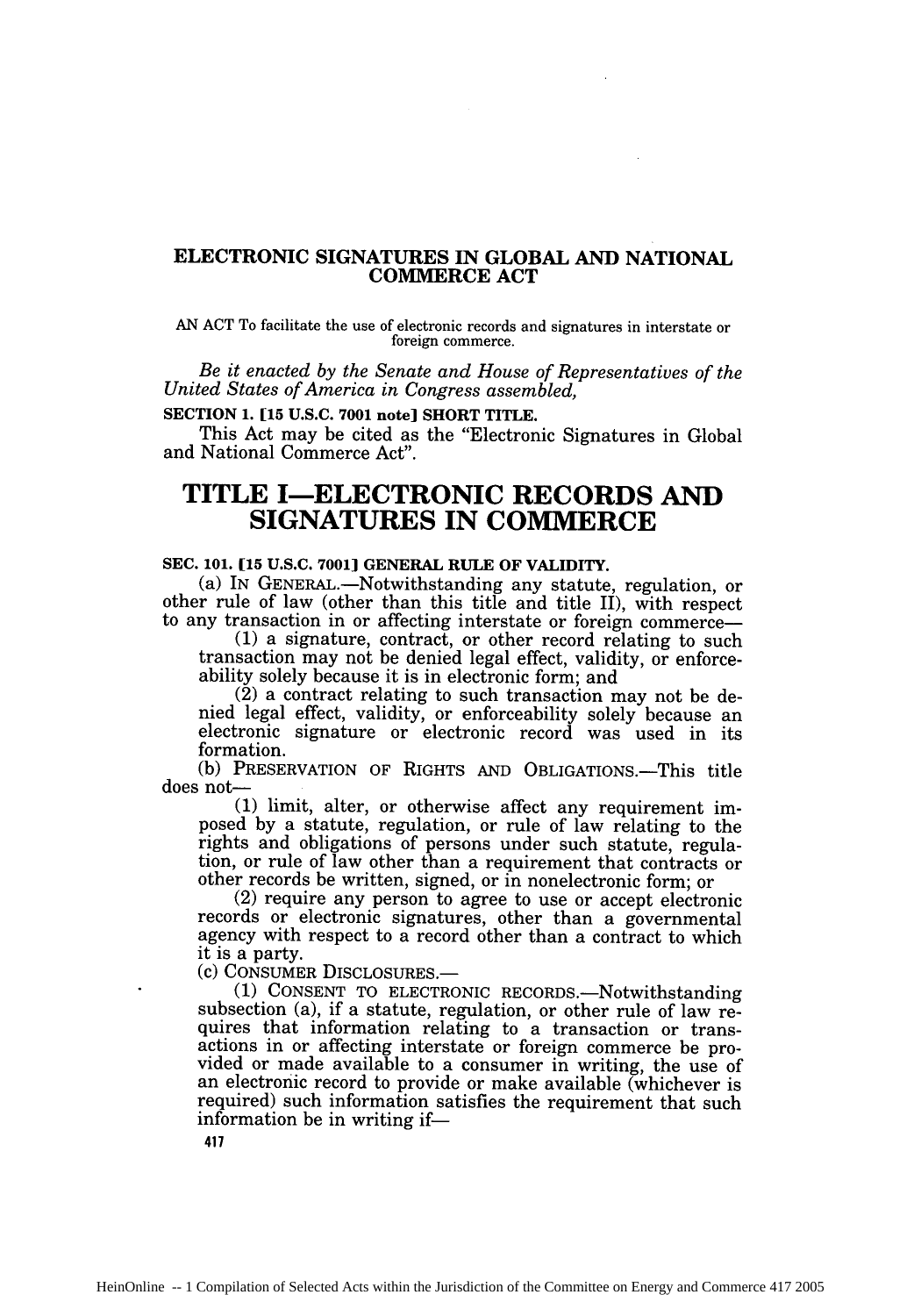# ELECTRONIC SIGNATURES IN GLOBAL AND NATIONAL COMMERCE ACT

AN ACT To facilitate the use of electronic records and signatures in interstate or foreign commerce.

*Be it enacted by the Senate and House of Representatives of the United States of America in Congress assembled,*

**SECTION 1. [15 U.S.C. 7001 note] SHORT TITLE.**

This Act may be cited as the "Electronic Signatures in Global and National Commerce Act".

# TITLE I—ELECTRONIC RECORDS AND SIGNATURES IN COMMERCE

**SEC. 101. [15 U.S.C. 7001] GENERAL RULE OF VALIDITY.**

(a) IN GENERAL.—Notwithstanding any statute, regulation, or other rule of law (other than this title and title II), with respect to any transaction in or affecting interstate or foreign commerce—

(1) a signature, contract, or other record relating to such transaction may not be denied legal effect, validity, or enforceability solely because it is in electronic form; and

(2) a contract relating to such transaction may not be denied legal effect, validity, or enforceability solely because an electronic signature or electronic record was used in its formation.

(b) PRESERVATION OF RIGHTS AND OBLIGATIONS.—This title does not—

(1) limit, alter, or otherwise affect any requirement imposed by a statute, regulation, or rule of law relating to the rights and obligations of persons under such statute, regulation, or rule of law other than a requirement that contracts or other records be written, signed, or in nonelectronic form; or

(2) require any person to agree to use or accept electronic records or electronic signatures, other than a governmental agency with respect to a record other than a contract to which it is a party.

(c) CONSUMER DISCLOSURES.—

(1) CONSENT TO ELECTRONIC RECORDS.—Notwithstanding subsection (a), if a statute, regulation, or other rule of law requires that information relating to a transaction or transactions in or affecting interstate or foreign commerce be provided or made available to a consumer in writing, the use of an electronic record to provide or make available (whichever is required) such information satisfies the requirement that such information be in writing if—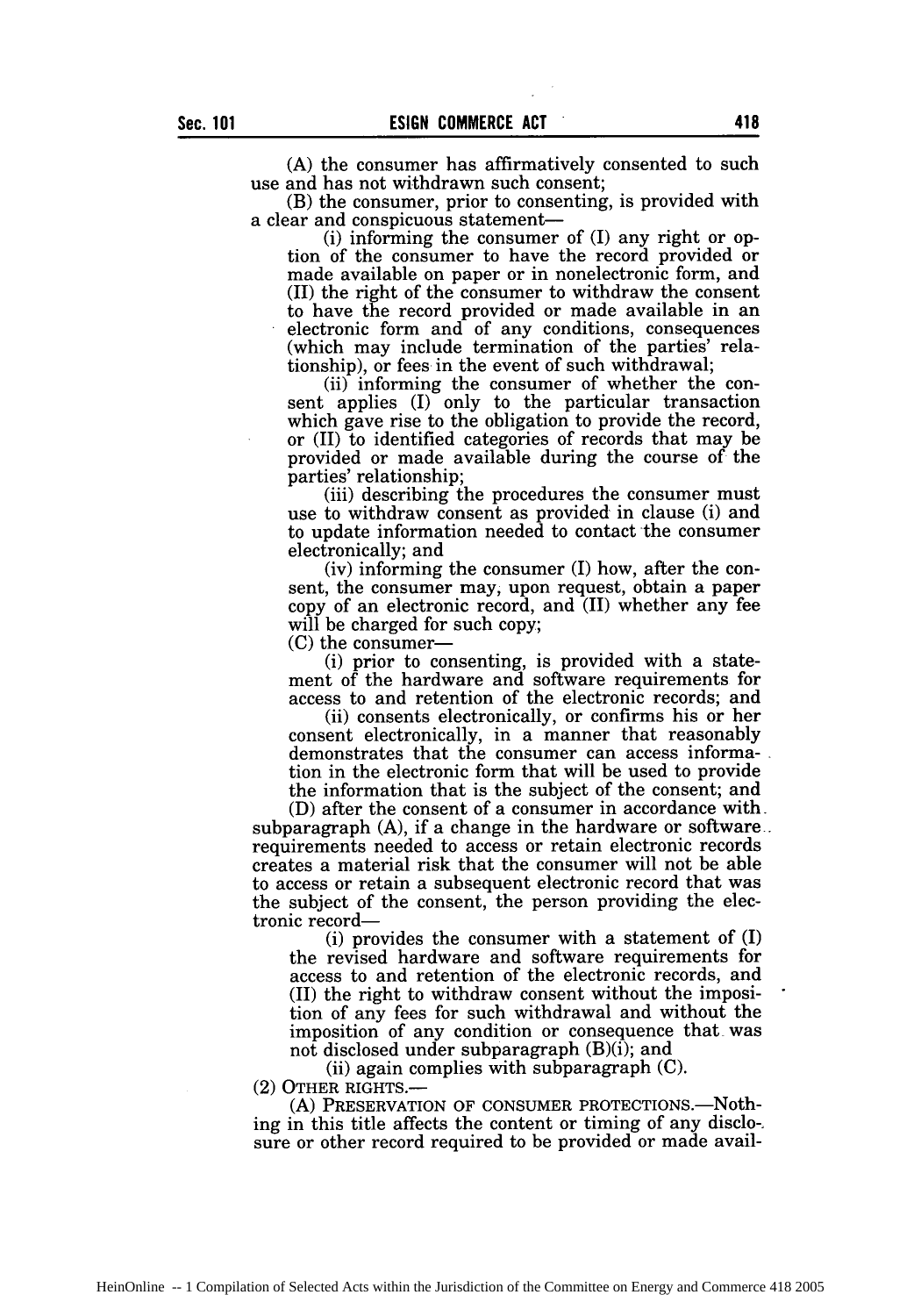(A) the consumer has affirmatively consented to such use and has not withdrawn such consent;

(B) the consumer, prior to consenting, is provided with a clear and conspicuous statement—

(i) informing the consumer of (I) any right or option of the consumer to have the record provided or made available on paper or in nonelectronic form, and (II) the right of the consumer to withdraw the consent to have the record provided or made available in an electronic form and of any conditions, consequences (which may include termination of the parties' relationship), or fees in the event of such withdrawal;

(ii) informing the consumer of whether the consent applies (I) only to the particular transaction which gave rise to the obligation to provide the record, or (II) to identified categories of records that may be provided or made available during the course of the parties' relationship;

(iii) describing the procedures the consumer must use to withdraw consent as provided in clause (i) and to update information needed to contact the consumer electronically; and

(iv) informing the consumer (I) how, after the consent, the consumer may, upon request, obtain a paper copy of an electronic record, and (II) whether any fee will be charged for such copy;

(C) the consumer—

(i) prior to consenting, is provided with a statement of the hardware and software requirements for access to and retention of the electronic records; and

(ii) consents electronically, or confirms his or her consent electronically, in a manner that reasonably demonstrates that the consumer can access information in the electronic form that will be used to provide the information that is the subject of the consent; and

(D) after the consent of a consumer in accordance with subparagraph (A), if a change in the hardware or software requirements needed to access or retain electronic records creates a material risk that the consumer will not be able to access or retain a subsequent electronic record that was the subject of the consent, the person providing the electronic record—

(i) provides the consumer with a statement of (I) the revised hardware and software requirements for access to and retention of the electronic records, and (II) the right to withdraw consent without the imposition of any fees for such withdrawal and without the imposition of any condition or consequence that was not disclosed under subparagraph (B)(i); and

(ii) again complies with subparagraph (C).

(2) OTHER RIGHTS.—

(A) PRESERVATION OF CONSUMER PROTECTIONS.—Nothing in this title affects the content or timing of any disclosure or other record required to be provided or made avail-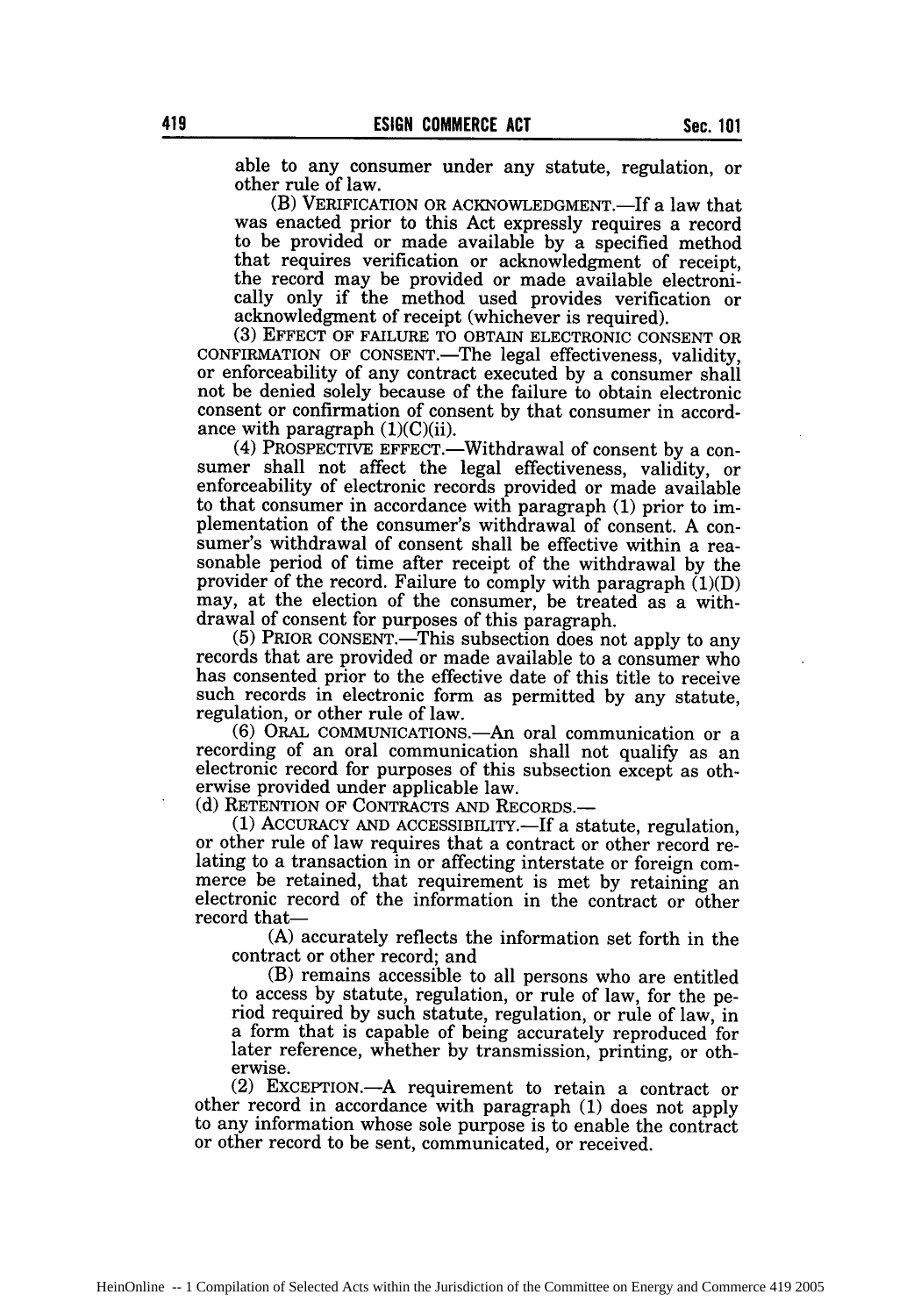able to any consumer under any statute, regulation, or other rule of law.

(B) VERIFICATION OR ACKNOWLEDGMENT.—If a law that was enacted prior to this Act expressly requires a record to be provided or made available by a specified method that requires verification or acknowledgment of receipt, the record may be provided or made available electronically only if the method used provides verification or acknowledgment of receipt (whichever is required).

(3) EFFECT OF FAILURE TO OBTAIN ELECTRONIC CONSENT OR CONFIRMATION OF CONSENT.—The legal effectiveness, validity, or enforceability of any contract executed by a consumer shall not be denied solely because of the failure to obtain electronic consent or confirmation of consent by that consumer in accordance with paragraph (1)(C)(ii).

(4) PROSPECTIVE EFFECT.—Withdrawal of consent by a consumer shall not affect the legal effectiveness, validity, or enforceability of electronic records provided or made available to that consumer in accordance with paragraph (1) prior to implementation of the consumer's withdrawal of consent. A consumer's withdrawal of consent shall be effective within a reasonable period of time after receipt of the withdrawal by the provider of the record. Failure to comply with paragraph (1)(D) may, at the election of the consumer, be treated as a withdrawal of consent for purposes of this paragraph.

(5) PRIOR CONSENT.—This subsection does not apply to any records that are provided or made available to a consumer who has consented prior to the effective date of this title to receive such records in electronic form as permitted by any statute, regulation, or other rule of law.

(6) ORAL COMMUNICATIONS.—An oral communication or a recording of an oral communication shall not qualify as an electronic record for purposes of this subsection except as otherwise provided under applicable law.

(d) RETENTION OF CONTRACTS AND RECORDS.—

(1) ACCURACY AND ACCESSIBILITY.—If a statute, regulation, or other rule of law requires that a contract or other record relating to a transaction in or affecting interstate or foreign commerce be retained, that requirement is met by retaining an electronic record of the information in the contract or other record that—

(A) accurately reflects the information set forth in the contract or other record; and

(B) remains accessible to all persons who are entitled to access by statute, regulation, or rule of law, for the period required by such statute, regulation, or rule of law, in a form that is capable of being accurately reproduced for later reference, whether by transmission, printing, or otherwise.

(2) EXCEPTION.—A requirement to retain a contract or other record in accordance with paragraph (1) does not apply to any information whose sole purpose is to enable the contract or other record to be sent, communicated, or received.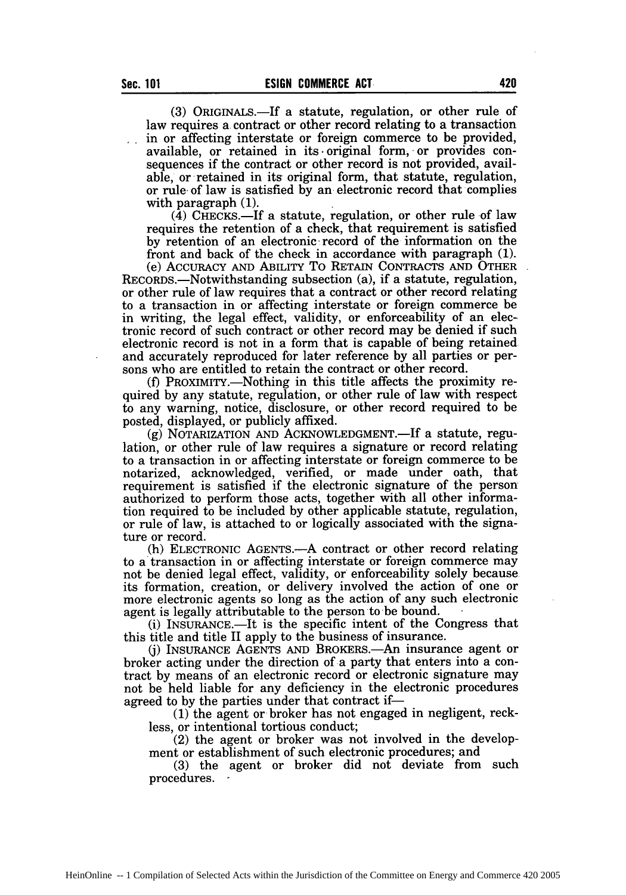(3) ORIGINALS.—If a statute, regulation, or other rule of law requires a contract or other record relating to a transaction in or affecting interstate or foreign commerce to be provided, available, or retained in its original form, or provides consequences if the contract or other record is not provided, available, or retained in its original form, that statute, regulation, or rule of law is satisfied by an electronic record that complies with paragraph (1).

(4) CHECKS.—If a statute, regulation, or other rule of law requires the retention of a check, that requirement is satisfied by retention of an electronic record of the information on the front and back of the check in accordance with paragraph (1).

(e) ACCURACY AND ABILITY TO RETAIN CONTRACTS AND OTHER RECORDS.—Notwithstanding subsection (a), if a statute, regulation, or other rule of law requires that a contract or other record relating to a transaction in or affecting interstate or foreign commerce be in writing, the legal effect, validity, or enforceability of an electronic record of such contract or other record may be denied if such electronic record is not in a form that is capable of being retained and accurately reproduced for later reference by all parties or persons who are entitled to retain the contract or other record.

(f) PROXIMITY.—Nothing in this title affects the proximity required by any statute, regulation, or other rule of law with respect to any warning, notice, disclosure, or other record required to be posted, displayed, or publicly affixed.

(g) NOTARIZATION AND ACKNOWLEDGMENT.—If a statute, regulation, or other rule of law requires a signature or record relating to a transaction in or affecting interstate or foreign commerce to be notarized, acknowledged, verified, or made under oath, that requirement is satisfied if the electronic signature of the person authorized to perform those acts, together with all other information required to be included by other applicable statute, regulation, or rule of law, is attached to or logically associated with the signature or record.

(h) ELECTRONIC AGENTS.—A contract or other record relating to a transaction in or affecting interstate or foreign commerce may not be denied legal effect, validity, or enforceability solely because its formation, creation, or delivery involved the action of one or more electronic agents so long as the action of any such electronic agent is legally attributable to the person to be bound.

(i) INSURANCE.—It is the specific intent of the Congress that this title and title II apply to the business of insurance.

(j) INSURANCE AGENTS AND BROKERS.—An insurance agent or broker acting under the direction of a party that enters into a contract by means of an electronic record or electronic signature may not be held liable for any deficiency in the electronic procedures agreed to by the parties under that contract if—

(1) the agent or broker has not engaged in negligent, reckless, or intentional tortious conduct;

(2) the agent or broker was not involved in the development or establishment of such electronic procedures; and

(3) the agent or broker did not deviate from such procedures.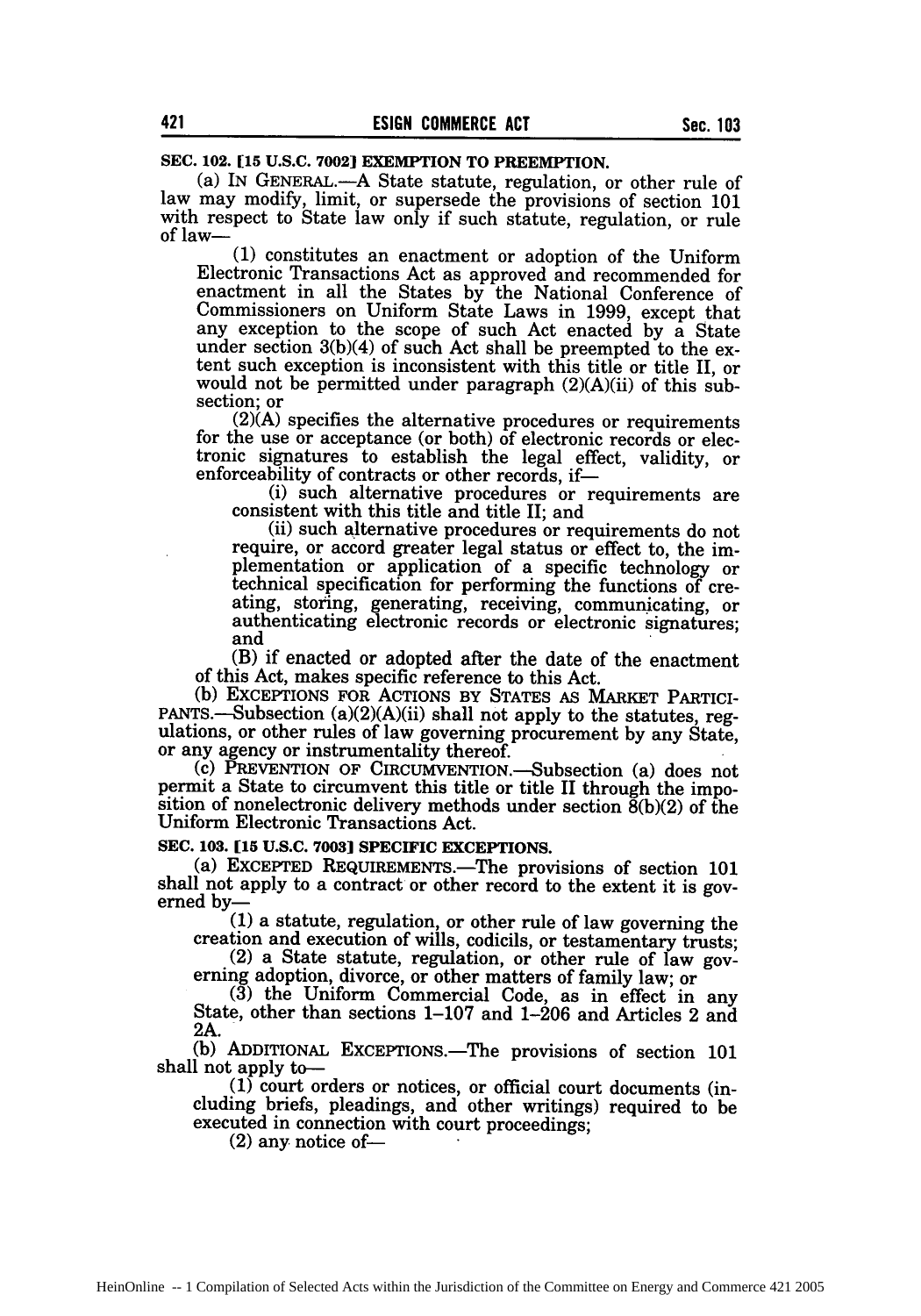**SEC. 102. [15 U.S.C. 7002] EXEMPTION TO PREEMPTION.**

(a) IN GENERAL.—A State statute, regulation, or other rule of law may modify, limit, or supersede the provisions of section 101 with respect to State law only if such statute, regulation, or rule of law—

(1) constitutes an enactment or adoption of the Uniform Electronic Transactions Act as approved and recommended for enactment in all the States by the National Conference of Commissioners on Uniform State Laws in 1999, except that any exception to the scope of such Act enacted by a State under section 3(b)(4) of such Act shall be preempted to the extent such exception is inconsistent with this title or title II, or would not be permitted under paragraph (2)(A)(ii) of this subsection; or

(2)(A) specifies the alternative procedures or requirements for the use or acceptance (or both) of electronic records or electronic signatures to establish the legal effect, validity, or enforceability of contracts or other records, if—

(i) such alternative procedures or requirements are consistent with this title and title II; and

(ii) such alternative procedures or requirements do not require, or accord greater legal status or effect to, the implementation or application of a specific technology or technical specification for performing the functions of creating, storing, generating, receiving, communicating, or authenticating electronic records or electronic signatures; and

(B) if enacted or adopted after the date of the enactment of this Act, makes specific reference to this Act.

(b) EXCEPTIONS FOR ACTIONS BY STATES AS MARKET PARTICIPANTS.—Subsection (a)(2)(A)(ii) shall not apply to the statutes, regulations, or other rules of law governing procurement by any State, or any agency or instrumentality thereof.

(c) PREVENTION OF CIRCUMVENTION.—Subsection (a) does not permit a State to circumvent this title or title II through the imposition of nonelectronic delivery methods under section 8(b)(2) of the Uniform Electronic Transactions Act.

**SEC. 103. [15 U.S.C. 7003] SPECIFIC EXCEPTIONS.**

(a) EXCEPTED REQUIREMENTS.—The provisions of section 101 shall not apply to a contract or other record to the extent it is governed by—

(1) a statute, regulation, or other rule of law governing the creation and execution of wills, codicils, or testamentary trusts;

(2) a State statute, regulation, or other rule of law governing adoption, divorce, or other matters of family law; or

(3) the Uniform Commercial Code, as in effect in any State, other than sections 1–107 and 1–206 and Articles 2 and 2A.

(b) ADDITIONAL EXCEPTIONS.—The provisions of section 101 shall not apply to—

(1) court orders or notices, or official court documents (including briefs, pleadings, and other writings) required to be executed in connection with court proceedings;

(2) any notice of—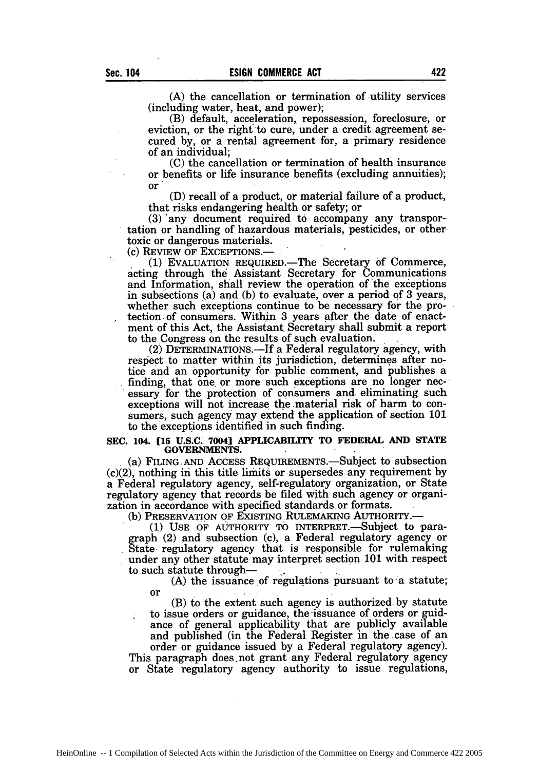(A) the cancellation or termination of utility services (including water, heat, and power);

(B) default, acceleration, repossession, foreclosure, or eviction, or the right to cure, under a credit agreement secured by, or a rental agreement for, a primary residence of an individual;

(C) the cancellation or termination of health insurance or benefits or life insurance benefits (excluding annuities); or

(D) recall of a product, or material failure of a product, that risks endangering health or safety; or

(3) any document required to accompany any transportation or handling of hazardous materials, pesticides, or other toxic or dangerous materials.

(c) REVIEW OF EXCEPTIONS.—

(1) EVALUATION REQUIRED.—The Secretary of Commerce, acting through the Assistant Secretary for Communications and Information, shall review the operation of the exceptions in subsections (a) and (b) to evaluate, over a period of 3 years, whether such exceptions continue to be necessary for the protection of consumers. Within 3 years after the date of enactment of this Act, the Assistant Secretary shall submit a report to the Congress on the results of such evaluation.

(2) DETERMINATIONS.—If a Federal regulatory agency, with respect to matter within its jurisdiction, determines after notice and an opportunity for public comment, and publishes a finding, that one or more such exceptions are no longer necessary for the protection of consumers and eliminating such exceptions will not increase the material risk of harm to consumers, such agency may extend the application of section 101 to the exceptions identified in such finding.

## SEC. 104. [15 U.S.C. 7004] APPLICABILITY TO FEDERAL AND STATE GOVERNMENTS.

(a) FILING AND ACCESS REQUIREMENTS.—Subject to subsection (c)(2), nothing in this title limits or supersedes any requirement by a Federal regulatory agency, self-regulatory organization, or State regulatory agency that records be filed with such agency or organization in accordance with specified standards or formats.

(b) PRESERVATION OF EXISTING RULEMAKING AUTHORITY.—

(1) USE OF AUTHORITY TO INTERPRET.—Subject to paragraph (2) and subsection (c), a Federal regulatory agency or State regulatory agency that is responsible for rulemaking under any other statute may interpret section 101 with respect to such statute through—

(A) the issuance of regulations pursuant to a statute; or

(B) to the extent such agency is authorized by statute to issue orders or guidance, the issuance of orders or guidance of general applicability that are publicly available and published (in the Federal Register in the case of an order or guidance issued by a Federal regulatory agency).

This paragraph does not grant any Federal regulatory agency or State regulatory agency authority to issue regulations,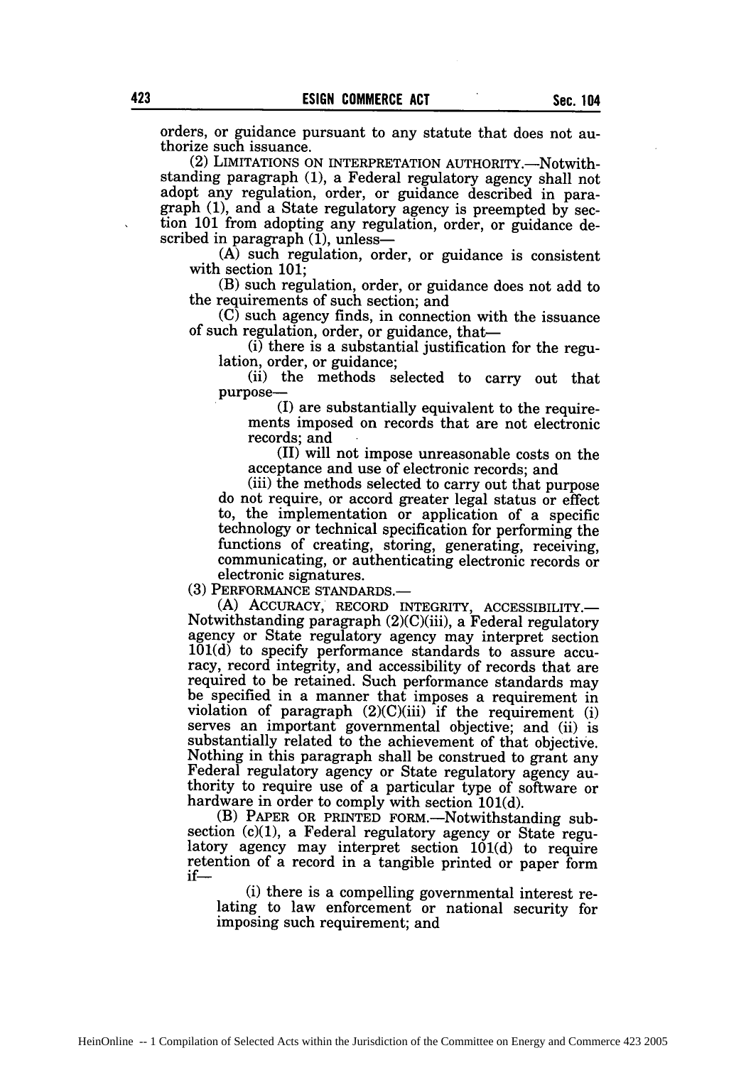orders, or guidance pursuant to any statute that does not authorize such issuance.

(2) LIMITATIONS ON INTERPRETATION AUTHORITY.—Notwithstanding paragraph (1), a Federal regulatory agency shall not adopt any regulation, order, or guidance described in paragraph (1), and a State regulatory agency is preempted by section 101 from adopting any regulation, order, or guidance described in paragraph (1), unless—

(A) such regulation, order, or guidance is consistent with section 101;

(B) such regulation, order, or guidance does not add to the requirements of such section; and

(C) such agency finds, in connection with the issuance of such regulation, order, or guidance, that—

(i) there is a substantial justification for the regulation, order, or guidance;

(ii) the methods selected to carry out that purpose—

(I) are substantially equivalent to the requirements imposed on records that are not electronic records; and

(II) will not impose unreasonable costs on the acceptance and use of electronic records; and

(iii) the methods selected to carry out that purpose do not require, or accord greater legal status or effect to, the implementation or application of a specific technology or technical specification for performing the functions of creating, storing, generating, receiving, communicating, or authenticating electronic records or electronic signatures.

(3) PERFORMANCE STANDARDS.—

(A) ACCURACY, RECORD INTEGRITY, ACCESSIBILITY.—Notwithstanding paragraph (2)(C)(iii), a Federal regulatory agency or State regulatory agency may interpret section 101(d) to specify performance standards to assure accuracy, record integrity, and accessibility of records that are required to be retained. Such performance standards may be specified in a manner that imposes a requirement in violation of paragraph (2)(C)(iii) if the requirement (i) serves an important governmental objective; and (ii) is substantially related to the achievement of that objective. Nothing in this paragraph shall be construed to grant any Federal regulatory agency or State regulatory agency authority to require use of a particular type of software or hardware in order to comply with section 101(d).

(B) PAPER OR PRINTED FORM.—Notwithstanding subsection (c)(1), a Federal regulatory agency or State regulatory agency may interpret section 101(d) to require retention of a record in a tangible printed or paper form if—

(i) there is a compelling governmental interest relating to law enforcement or national security for imposing such requirement; and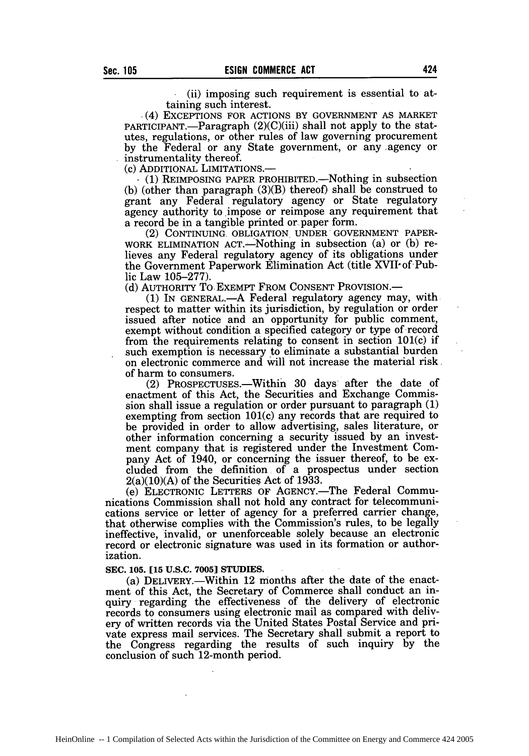(ii) imposing such requirement is essential to attaining such interest.

(4) EXCEPTIONS FOR ACTIONS BY GOVERNMENT AS MARKET PARTICIPANT.—Paragraph (2)(C)(iii) shall not apply to the statutes, regulations, or other rules of law governing procurement by the Federal or any State government, or any agency or instrumentality thereof.

(c) ADDITIONAL LIMITATIONS.—

(1) REIMPOSING PAPER PROHIBITED.—Nothing in subsection (b) (other than paragraph (3)(B) thereof) shall be construed to grant any Federal regulatory agency or State regulatory agency authority to impose or reimpose any requirement that a record be in a tangible printed or paper form.

(2) CONTINUING OBLIGATION UNDER GOVERNMENT PAPERWORK ELIMINATION ACT.—Nothing in subsection (a) or (b) relieves any Federal regulatory agency of its obligations under the Government Paperwork Elimination Act (title XVII of Public Law 105–277).

(d) AUTHORITY TO EXEMPT FROM CONSENT PROVISION.—

(1) IN GENERAL.—A Federal regulatory agency may, with respect to matter within its jurisdiction, by regulation or order issued after notice and an opportunity for public comment, exempt without condition a specified category or type of record from the requirements relating to consent in section 101(c) if such exemption is necessary to eliminate a substantial burden on electronic commerce and will not increase the material risk of harm to consumers.

(2) PROSPECTUSES.—Within 30 days after the date of enactment of this Act, the Securities and Exchange Commission shall issue a regulation or order pursuant to paragraph (1) exempting from section 101(c) any records that are required to be provided in order to allow advertising, sales literature, or other information concerning a security issued by an investment company that is registered under the Investment Company Act of 1940, or concerning the issuer thereof, to be excluded from the definition of a prospectus under section 2(a)(10)(A) of the Securities Act of 1933.

(e) ELECTRONIC LETTERS OF AGENCY.—The Federal Communications Commission shall not hold any contract for telecommunications service or letter of agency for a preferred carrier change, that otherwise complies with the Commission's rules, to be legally ineffective, invalid, or unenforceable solely because an electronic record or electronic signature was used in its formation or authorization.

**SEC. 105. [15 U.S.C. 7005] STUDIES.**

(a) DELIVERY.—Within 12 months after the date of the enactment of this Act, the Secretary of Commerce shall conduct an inquiry regarding the effectiveness of the delivery of electronic records to consumers using electronic mail as compared with delivery of written records via the United States Postal Service and private express mail services. The Secretary shall submit a report to the Congress regarding the results of such inquiry by the conclusion of such 12-month period.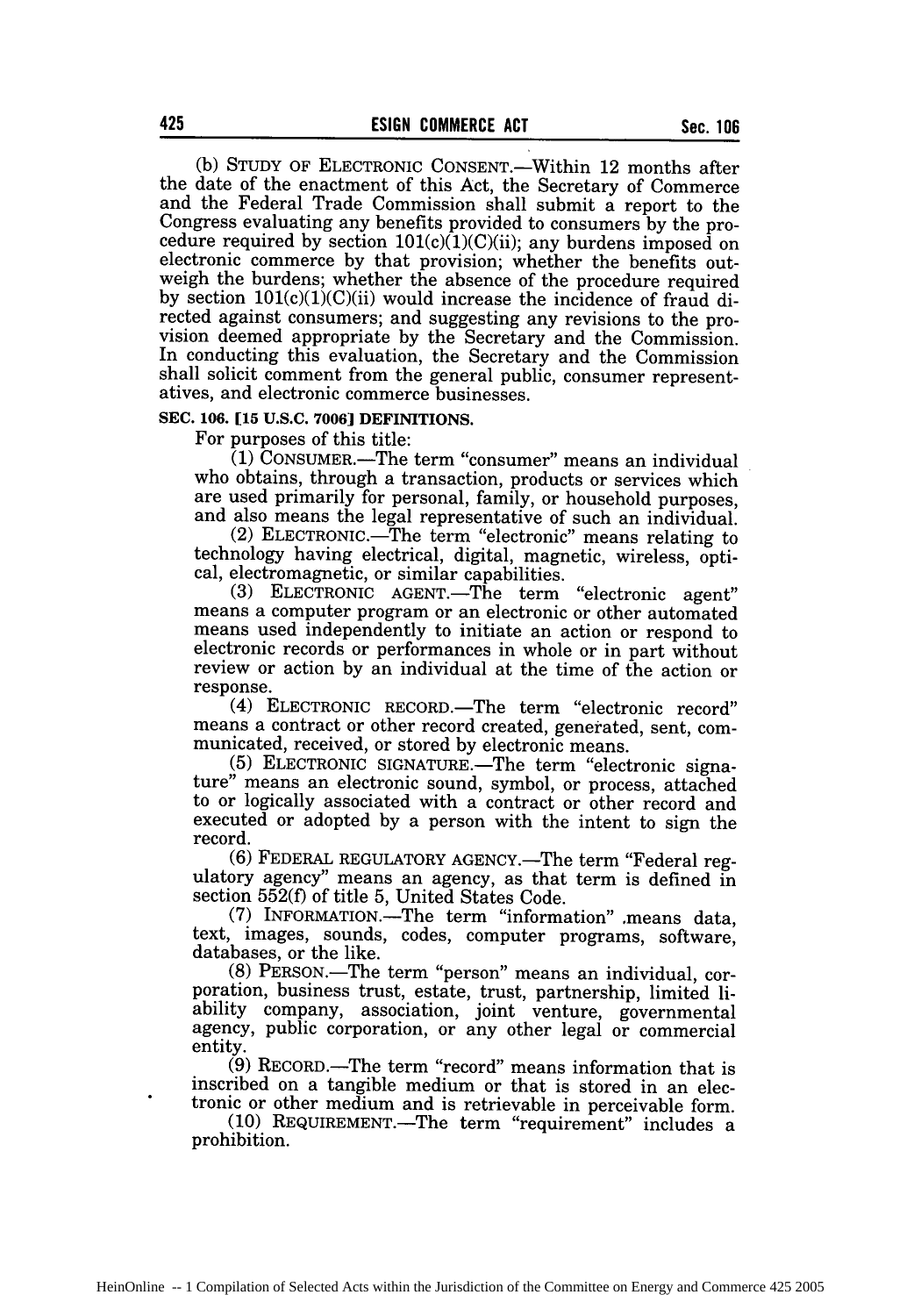(b) STUDY OF ELECTRONIC CONSENT.—Within 12 months after the date of the enactment of this Act, the Secretary of Commerce and the Federal Trade Commission shall submit a report to the Congress evaluating any benefits provided to consumers by the procedure required by section 101(c)(1)(C)(ii); any burdens imposed on electronic commerce by that provision; whether the benefits outweigh the burdens; whether the absence of the procedure required by section 101(c)(1)(C)(ii) would increase the incidence of fraud directed against consumers; and suggesting any revisions to the provision deemed appropriate by the Secretary and the Commission. In conducting this evaluation, the Secretary and the Commission shall solicit comment from the general public, consumer representatives, and electronic commerce businesses.

**SEC. 106. [15 U.S.C. 7006] DEFINITIONS.**

For purposes of this title:

(1) CONSUMER.—The term "consumer" means an individual who obtains, through a transaction, products or services which are used primarily for personal, family, or household purposes, and also means the legal representative of such an individual.

(2) ELECTRONIC.—The term "electronic" means relating to technology having electrical, digital, magnetic, wireless, optical, electromagnetic, or similar capabilities.

(3) ELECTRONIC AGENT.—The term "electronic agent" means a computer program or an electronic or other automated means used independently to initiate an action or respond to electronic records or performances in whole or in part without review or action by an individual at the time of the action or response.

(4) ELECTRONIC RECORD.—The term "electronic record" means a contract or other record created, generated, sent, communicated, received, or stored by electronic means.

(5) ELECTRONIC SIGNATURE.—The term "electronic signature" means an electronic sound, symbol, or process, attached to or logically associated with a contract or other record and executed or adopted by a person with the intent to sign the record.

(6) FEDERAL REGULATORY AGENCY.—The term "Federal regulatory agency" means an agency, as that term is defined in section 552(f) of title 5, United States Code.

(7) INFORMATION.—The term "information" means data, text, images, sounds, codes, computer programs, software, databases, or the like.

(8) PERSON.—The term "person" means an individual, corporation, business trust, estate, trust, partnership, limited liability company, association, joint venture, governmental agency, public corporation, or any other legal or commercial entity.

(9) RECORD.—The term "record" means information that is inscribed on a tangible medium or that is stored in an electronic or other medium and is retrievable in perceivable form.

(10) REQUIREMENT.—The term "requirement" includes a prohibition.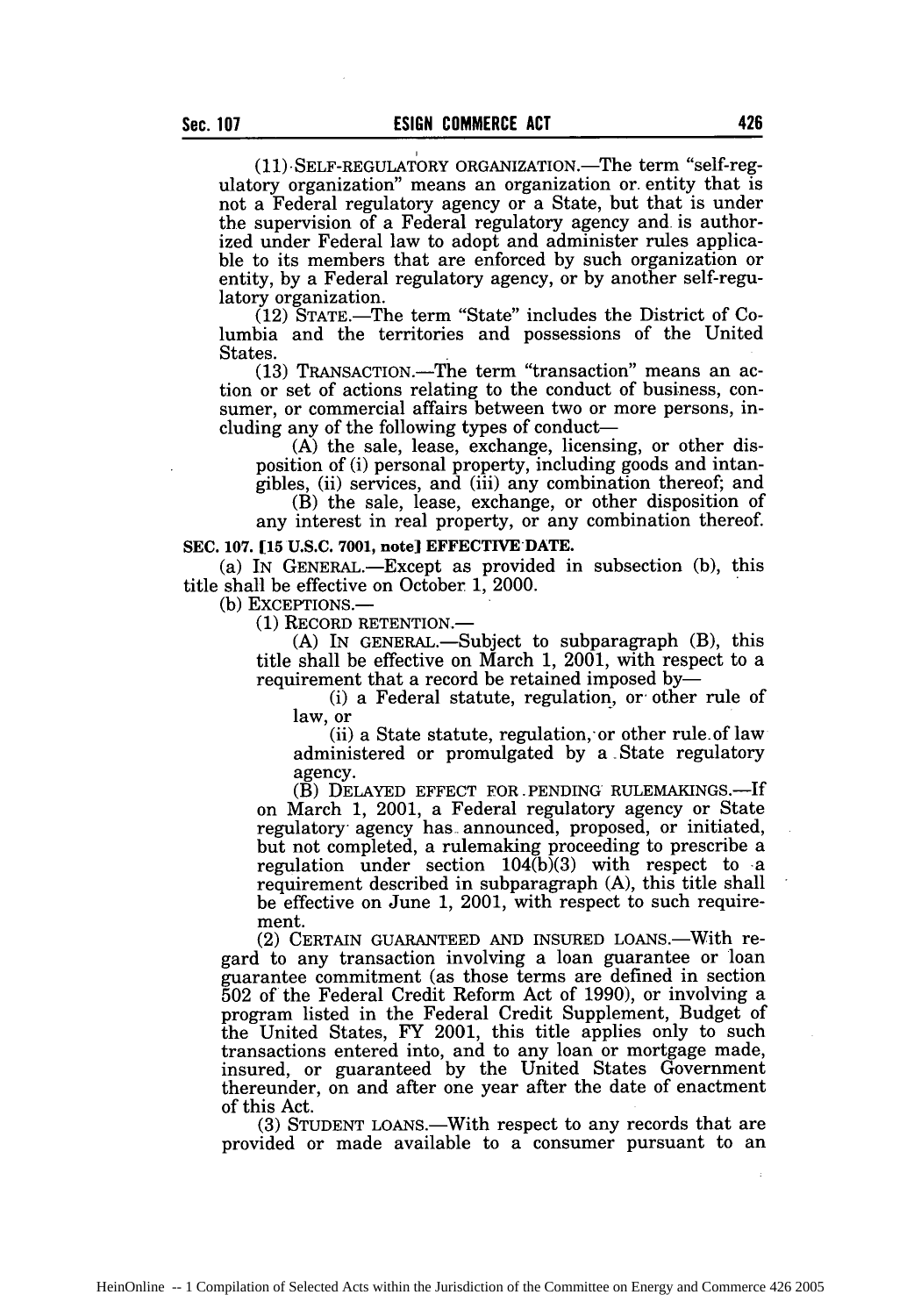(11) SELF-REGULATORY ORGANIZATION.—The term "self-regulatory organization" means an organization or entity that is not a Federal regulatory agency or a State, but that is under the supervision of a Federal regulatory agency and is authorized under Federal law to adopt and administer rules applicable to its members that are enforced by such organization or entity, by a Federal regulatory agency, or by another self-regulatory organization.

(12) STATE.—The term "State" includes the District of Columbia and the territories and possessions of the United States.

(13) TRANSACTION.—The term "transaction" means an action or set of actions relating to the conduct of business, consumer, or commercial affairs between two or more persons, including any of the following types of conduct—

(A) the sale, lease, exchange, licensing, or other disposition of (i) personal property, including goods and intangibles, (ii) services, and (iii) any combination thereof; and

(B) the sale, lease, exchange, or other disposition of any interest in real property, or any combination thereof.

**SEC. 107. [15 U.S.C. 7001, note] EFFECTIVE DATE.**

(a) IN GENERAL.—Except as provided in subsection (b), this title shall be effective on October 1, 2000.

(b) EXCEPTIONS.—

(1) RECORD RETENTION.—

(A) IN GENERAL.—Subject to subparagraph (B), this title shall be effective on March 1, 2001, with respect to a requirement that a record be retained imposed by—

(i) a Federal statute, regulation, or other rule of law, or

(ii) a State statute, regulation, or other rule of law administered or promulgated by a State regulatory agency.

(B) DELAYED EFFECT FOR PENDING RULEMAKINGS.—If on March 1, 2001, a Federal regulatory agency or State regulatory agency has announced, proposed, or initiated, but not completed, a rulemaking proceeding to prescribe a regulation under section 104(b)(3) with respect to a requirement described in subparagraph (A), this title shall be effective on June 1, 2001, with respect to such requirement.

(2) CERTAIN GUARANTEED AND INSURED LOANS.—With regard to any transaction involving a loan guarantee or loan guarantee commitment (as those terms are defined in section 502 of the Federal Credit Reform Act of 1990), or involving a program listed in the Federal Credit Supplement, Budget of the United States, FY 2001, this title applies only to such transactions entered into, and to any loan or mortgage made, insured, or guaranteed by the United States Government thereunder, on and after one year after the date of enactment of this Act.

(3) STUDENT LOANS.—With respect to any records that are provided or made available to a consumer pursuant to an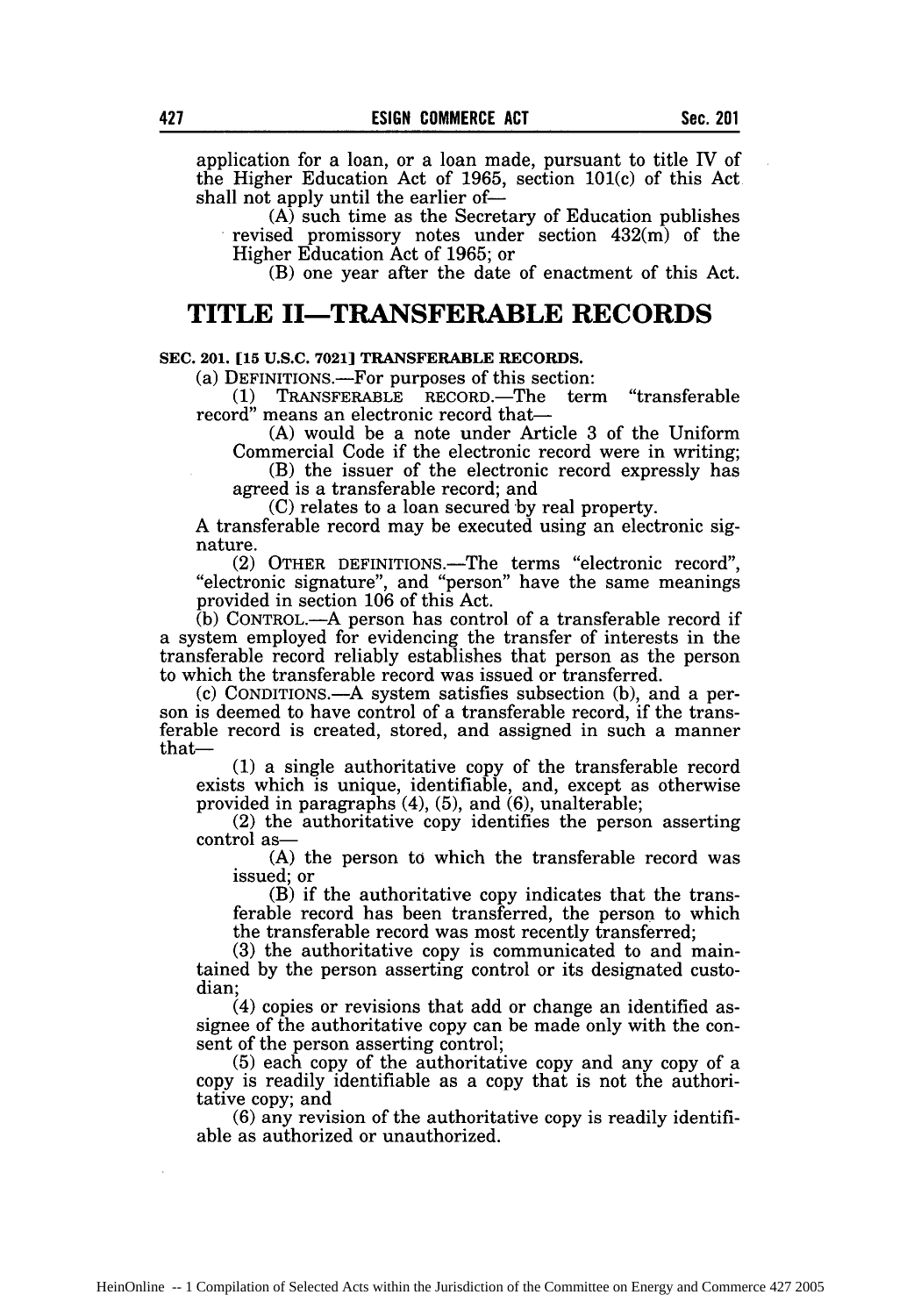application for a loan, or a loan made, pursuant to title IV of the Higher Education Act of 1965, section 101(c) of this Act shall not apply until the earlier of—

(A) such time as the Secretary of Education publishes revised promissory notes under section 432(m) of the Higher Education Act of 1965; or

(B) one year after the date of enactment of this Act.

# TITLE II—TRANSFERABLE RECORDS

**SEC. 201. [15 U.S.C. 7021] TRANSFERABLE RECORDS.**

(a) DEFINITIONS.—For purposes of this section:

(1) TRANSFERABLE RECORD.—The term "transferable record" means an electronic record that—

(A) would be a note under Article 3 of the Uniform Commercial Code if the electronic record were in writing;

(B) the issuer of the electronic record expressly has agreed is a transferable record; and

(C) relates to a loan secured by real property.

A transferable record may be executed using an electronic signature.

(2) OTHER DEFINITIONS.—The terms "electronic record", "electronic signature", and "person" have the same meanings provided in section 106 of this Act.

(b) CONTROL.—A person has control of a transferable record if a system employed for evidencing the transfer of interests in the transferable record reliably establishes that person as the person to which the transferable record was issued or transferred.

(c) CONDITIONS.—A system satisfies subsection (b), and a person is deemed to have control of a transferable record, if the transferable record is created, stored, and assigned in such a manner that—

(1) a single authoritative copy of the transferable record exists which is unique, identifiable, and, except as otherwise provided in paragraphs (4), (5), and (6), unalterable;

(2) the authoritative copy identifies the person asserting control as—

(A) the person to which the transferable record was issued; or

(B) if the authoritative copy indicates that the transferable record has been transferred, the person to which the transferable record was most recently transferred;

(3) the authoritative copy is communicated to and maintained by the person asserting control or its designated custodian;

(4) copies or revisions that add or change an identified assignee of the authoritative copy can be made only with the consent of the person asserting control;

(5) each copy of the authoritative copy and any copy of a copy is readily identifiable as a copy that is not the authoritative copy; and

(6) any revision of the authoritative copy is readily identifiable as authorized or unauthorized.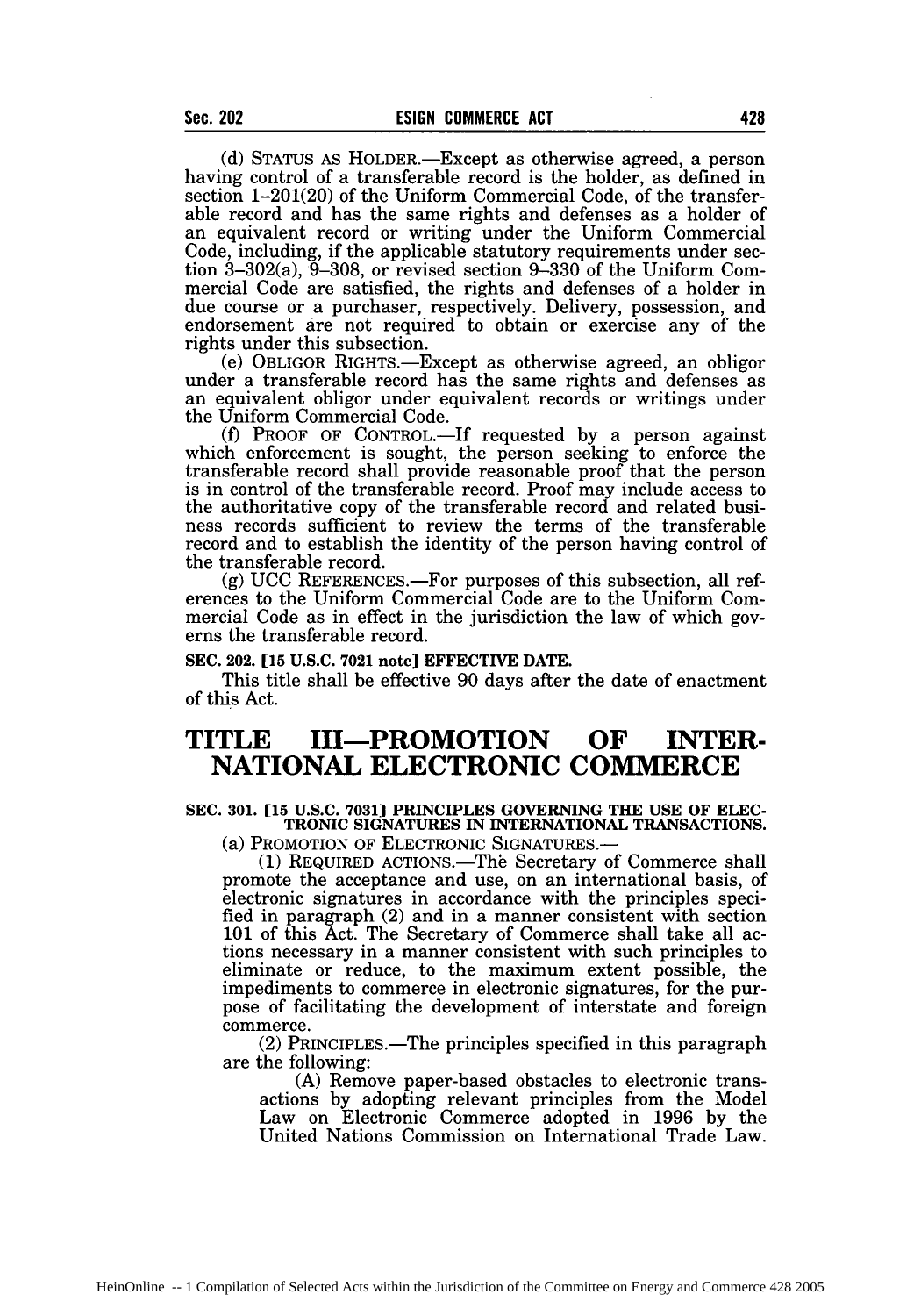(d) STATUS AS HOLDER.—Except as otherwise agreed, a person having control of a transferable record is the holder, as defined in section 1–201(20) of the Uniform Commercial Code, of the transferable record and has the same rights and defenses as a holder of an equivalent record or writing under the Uniform Commercial Code, including, if the applicable statutory requirements under section 3–302(a), 9–308, or revised section 9–330 of the Uniform Commercial Code are satisfied, the rights and defenses of a holder in due course or a purchaser, respectively. Delivery, possession, and endorsement are not required to obtain or exercise any of the rights under this subsection.

(e) OBLIGOR RIGHTS.—Except as otherwise agreed, an obligor under a transferable record has the same rights and defenses as an equivalent obligor under equivalent records or writings under the Uniform Commercial Code.

(f) PROOF OF CONTROL.—If requested by a person against which enforcement is sought, the person seeking to enforce the transferable record shall provide reasonable proof that the person is in control of the transferable record. Proof may include access to the authoritative copy of the transferable record and related business records sufficient to review the terms of the transferable record and to establish the identity of the person having control of the transferable record.

(g) UCC REFERENCES.—For purposes of this subsection, all references to the Uniform Commercial Code are to the Uniform Commercial Code as in effect in the jurisdiction the law of which governs the transferable record.

**SEC. 202. [15 U.S.C. 7021 note] EFFECTIVE DATE.**

This title shall be effective 90 days after the date of enactment of this Act.

# TITLE III—PROMOTION OF INTERNATIONAL ELECTRONIC COMMERCE

**SEC. 301. [15 U.S.C. 7031] PRINCIPLES GOVERNING THE USE OF ELECTRONIC SIGNATURES IN INTERNATIONAL TRANSACTIONS.**

(a) PROMOTION OF ELECTRONIC SIGNATURES.—

(1) REQUIRED ACTIONS.—The Secretary of Commerce shall promote the acceptance and use, on an international basis, of electronic signatures in accordance with the principles specified in paragraph (2) and in a manner consistent with section 101 of this Act. The Secretary of Commerce shall take all actions necessary in a manner consistent with such principles to eliminate or reduce, to the maximum extent possible, the impediments to commerce in electronic signatures, for the purpose of facilitating the development of interstate and foreign commerce.

(2) PRINCIPLES.—The principles specified in this paragraph are the following:

(A) Remove paper-based obstacles to electronic transactions by adopting relevant principles from the Model Law on Electronic Commerce adopted in 1996 by the United Nations Commission on International Trade Law.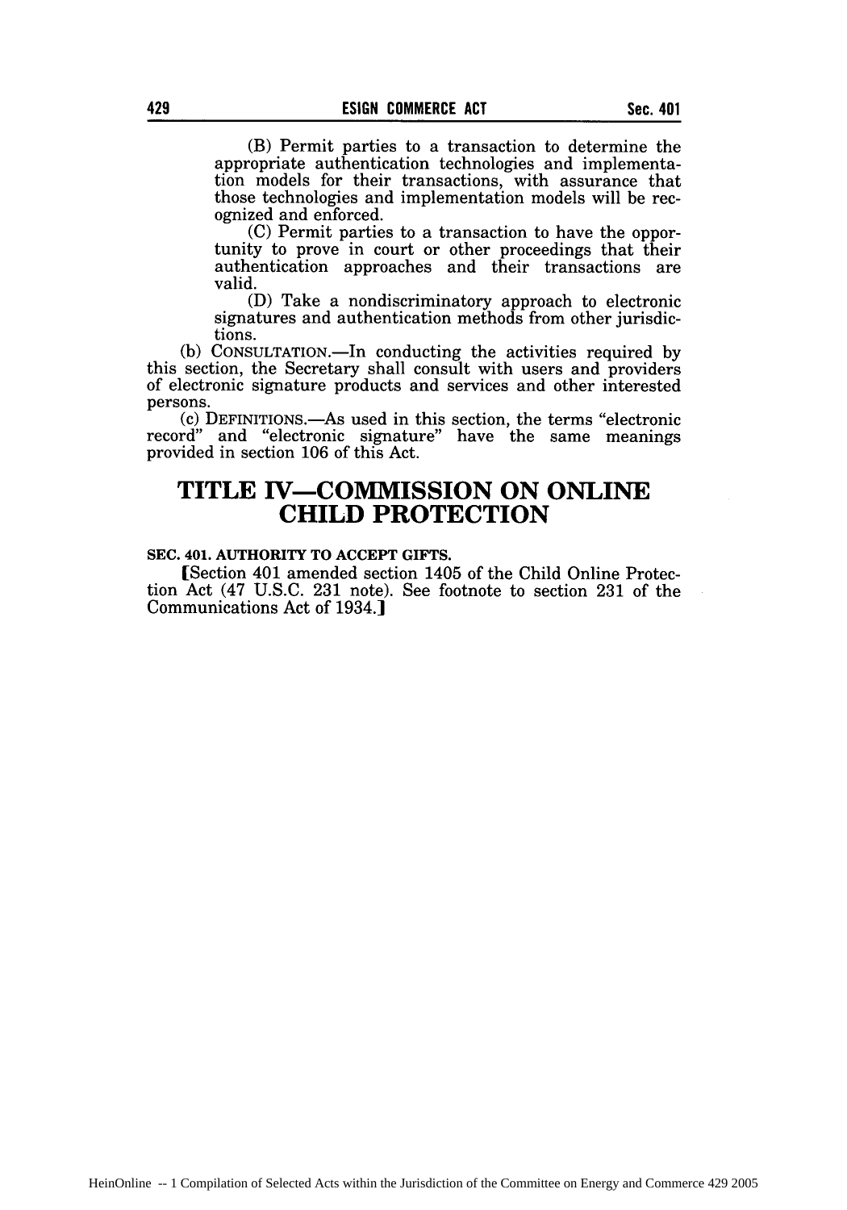(B) Permit parties to a transaction to determine the appropriate authentication technologies and implementation models for their transactions, with assurance that those technologies and implementation models will be recognized and enforced.

(C) Permit parties to a transaction to have the opportunity to prove in court or other proceedings that their authentication approaches and their transactions are valid.

(D) Take a nondiscriminatory approach to electronic signatures and authentication methods from other jurisdictions.

(b) CONSULTATION.—In conducting the activities required by this section, the Secretary shall consult with users and providers of electronic signature products and services and other interested persons.

(c) DEFINITIONS.—As used in this section, the terms "electronic record" and "electronic signature" have the same meanings provided in section 106 of this Act.

# TITLE IV—COMMISSION ON ONLINE CHILD PROTECTION

**SEC. 401. AUTHORITY TO ACCEPT GIFTS.**

[Section 401 amended section 1405 of the Child Online Protection Act (47 U.S.C. 231 note). See footnote to section 231 of the Communications Act of 1934.]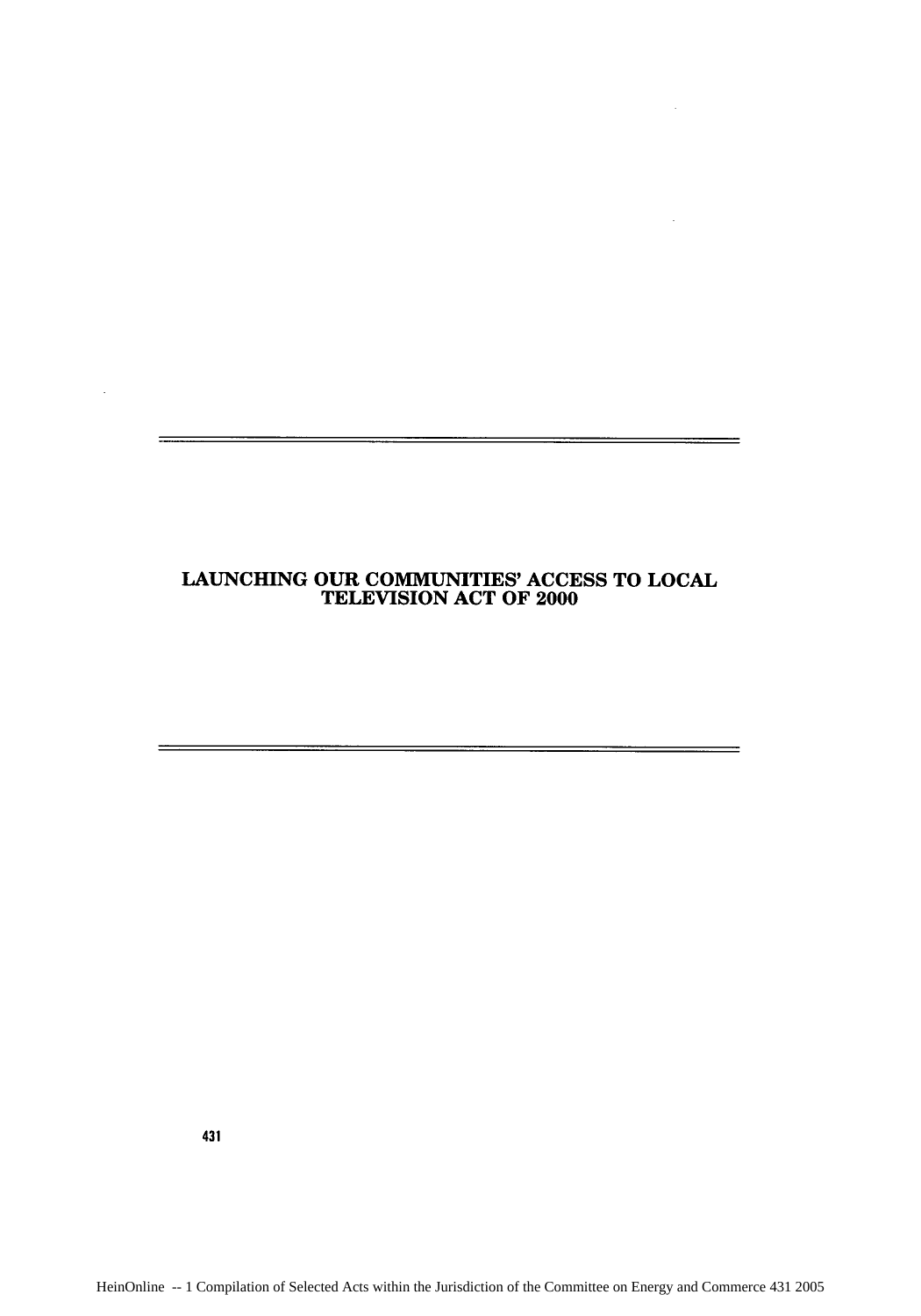# LAUNCHING OUR COMMUNITIES' ACCESS TO LOCAL TELEVISION ACT OF 2000